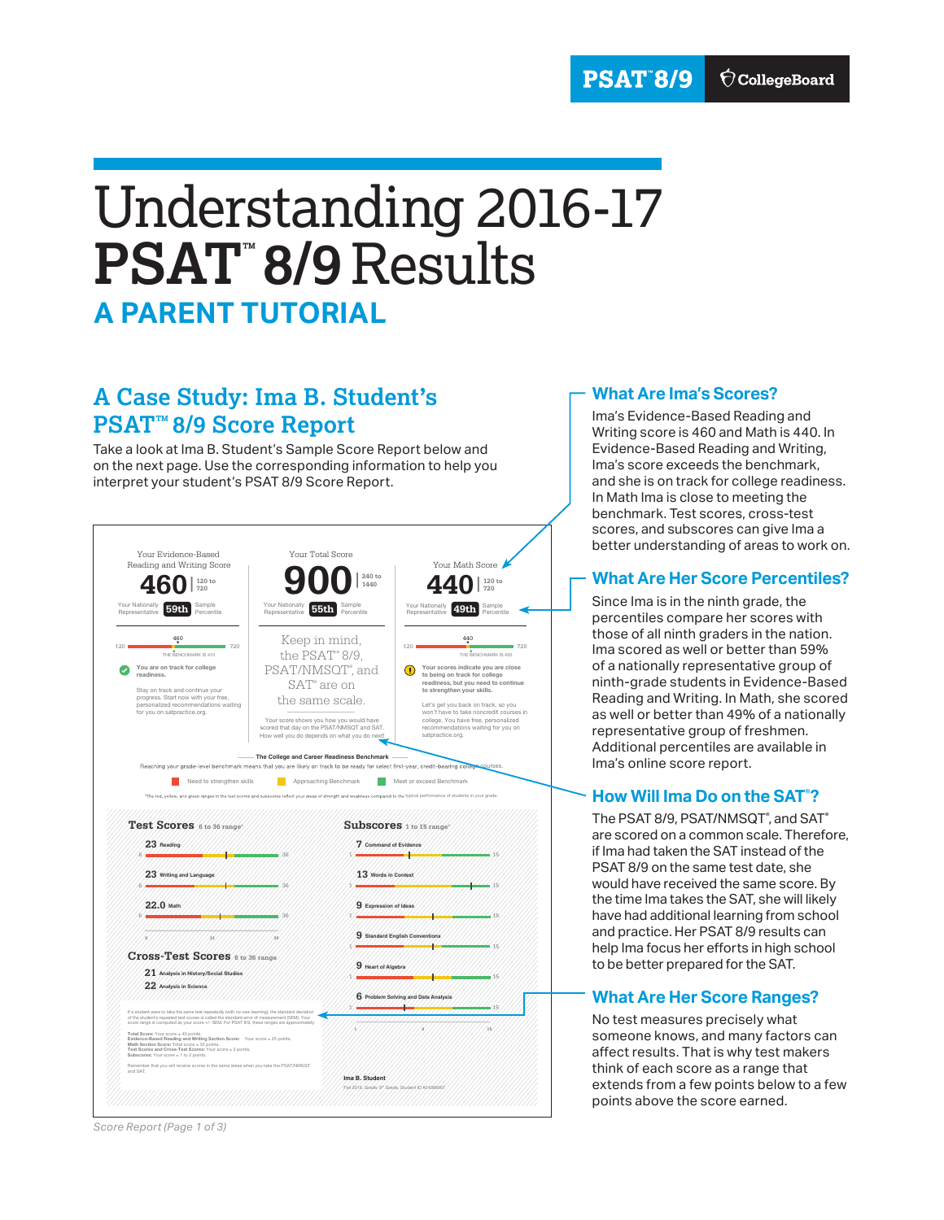PSAT™ 8/9 CollegeBoard

# Understanding 2016-17 PSAT™ 8/9 Results

## A PARENT TUTORIAL

## A Case Study: Ima B. Student's PSAT™ 8/9 Score Report

Take a look at Ima B. Student's Sample Score Report below and on the next page. Use the corresponding information to help you interpret your student's PSAT 8/9 Score Report.

Your Evidence-Based Reading and Writing Score
**460** | 120 to 720
Your Nationally Representative Sample Percentile **59th**

Your Total Score
**900** | 240 to 1440
Your Nationally Representative Sample Percentile **55th**

Your Math Score
**440** | 120 to 720
Your Nationally Representative Sample Percentile **49th**

460 — 120 to 720 — THE BENCHMARK IS 410

You are on track for college readiness.

Stay on track and continue your progress. Start now with your free, personalized recommendations waiting for you on satpractice.org.

Keep in mind, the PSAT™ 8/9, PSAT/NMSQT®, and SAT® are on the same scale.

Your score shows you how you would have scored that day on the PSAT/NMSQT and SAT. How well you do depends on what you do next!

440 — 120 to 720 — THE BENCHMARK IS 450

Your scores indicate you are close to being on track for college readiness, but you need to continue to strengthen your skills.

Let's get you back on track, so you won't have to take noncredit courses in college. You have free, personalized recommendations waiting for you on satpractice.org.

The College and Career Readiness Benchmark

Reaching your grade-level benchmark means that you are likely on track to be ready for select first-year, credit-bearing college courses.

Need to strengthen skills | Approaching Benchmark | Meet or exceed Benchmark

*The red, yellow, and green ranges in the test scores and subscores reflect your areas of strength and weakness compared to the typical performance of students in your grade.

**Test Scores** 6 to 36 range*

- 23 Reading
- 23 Writing and Language
- 22.0 Math

**Cross-Test Scores** 6 to 36 range

- 21 Analysis in History/Social Studies
- 22 Analysis in Science

**Subscores** 1 to 15 range*

- 7 Command of Evidence
- 13 Words in Context
- 9 Expression of Ideas
- 9 Standard English Conventions
- 9 Heart of Algebra
- 6 Problem Solving and Data Analysis

If a student were to take the same test repeatedly (with no new learning), the standard deviation of the student's repeated test scores is called the standard error of measurement (SEM). Your score range is computed as your score +/- SEM. For PSAT 8/9, these ranges are approximately:

Total Score: Your score ± 40 points.
Evidence-Based Reading and Writing Section Score: Your score ± 25 points.
Math Section Score: Total score ± 33 points.
Test Scores and Cross-Test Scores: Your score ± 2 points.
Subscores: Your score ± 1 to 2 points.

Remember that you will receive scores in the same areas when you take the PSAT/NMSQT and SAT.

Ima B. Student
Fall 2016, Grade 9th Grade, Student ID 424068907

*Score Report (Page 1 of 3)*

### What Are Ima's Scores?

Ima's Evidence-Based Reading and Writing score is 460 and Math is 440. In Evidence-Based Reading and Writing, Ima's score exceeds the benchmark, and she is on track for college readiness. In Math Ima is close to meeting the benchmark. Test scores, cross-test scores, and subscores can give Ima a better understanding of areas to work on.

### What Are Her Score Percentiles?

Since Ima is in the ninth grade, the percentiles compare her scores with those of all ninth graders in the nation. Ima scored as well or better than 59% of a nationally representative group of ninth-grade students in Evidence-Based Reading and Writing. In Math, she scored as well or better than 49% of a nationally representative group of freshmen. Additional percentiles are available in Ima's online score report.

### How Will Ima Do on the SAT®?

The PSAT 8/9, PSAT/NMSQT®, and SAT® are scored on a common scale. Therefore, if Ima had taken the SAT instead of the PSAT 8/9 on the same test date, she would have received the same score. By the time Ima takes the SAT, she will likely have had additional learning from school and practice. Her PSAT 8/9 results can help Ima focus her efforts in high school to be better prepared for the SAT.

### What Are Her Score Ranges?

No test measures precisely what someone knows, and many factors can affect results. That is why test makers think of each score as a range that extends from a few points below to a few points above the score earned.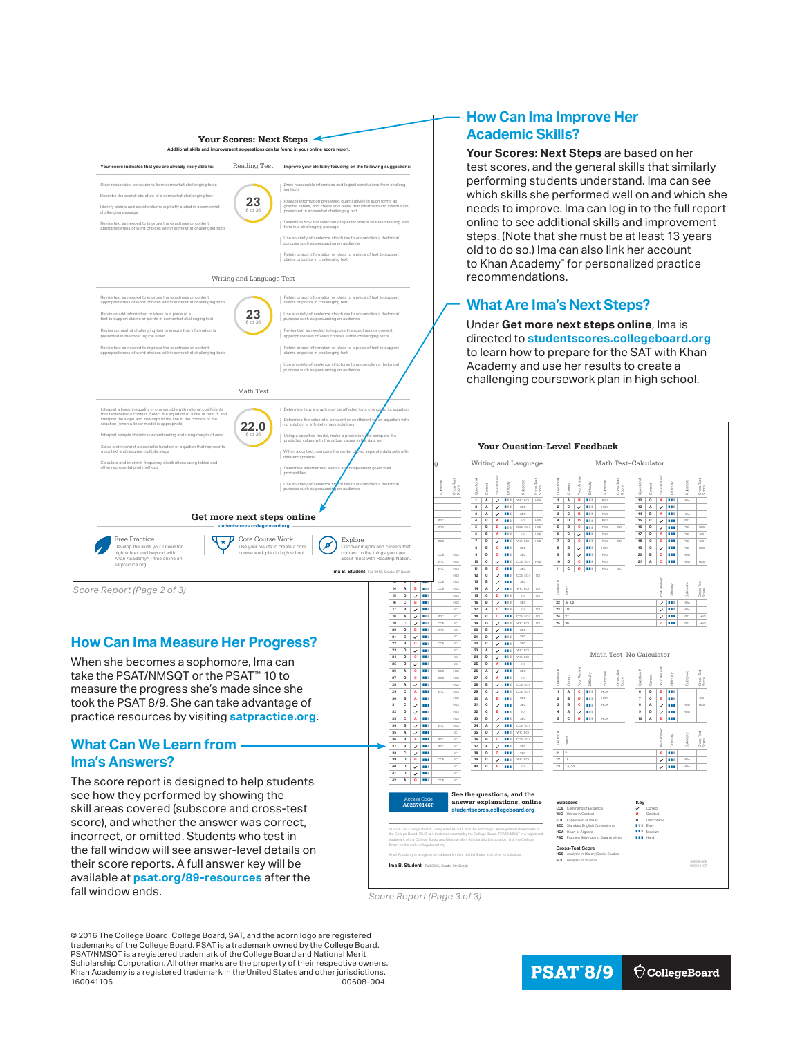## How Can Ima Improve Her Academic Skills?

**Your Scores: Next Steps** are based on her test scores, and the general skills that similarly performing students understand. Ima can see which skills she performed well on and which she needs to improve. Ima can log in to the full report online to see additional skills and improvement steps. (Note that she must be at least 13 years old to do so.) Ima can also link her account to Khan Academy® for personalized practice recommendations.

## What Are Ima's Next Steps?

Under **Get more next steps online**, Ima is directed to **studentscores.collegeboard.org** to learn how to prepare for the SAT with Khan Academy and use her results to create a challenging coursework plan in high school.

Score Report (Page 2 of 3)

## How Can Ima Measure Her Progress?

When she becomes a sophomore, Ima can take the PSAT/NMSQT or the PSAT™ 10 to measure the progress she's made since she took the PSAT 8/9. She can take advantage of practice resources by visiting **satpractice.org**.

## What Can We Learn from Ima's Answers?

The score report is designed to help students see how they performed by showing the skill areas covered (subscore and cross-test score), and whether the answer was correct, incorrect, or omitted. Students who test in the fall window will see answer-level details on their score reports. A full answer key will be available at **psat.org/89-resources** after the fall window ends.

Score Report (Page 3 of 3)

© 2016 The College Board. College Board, SAT, and the acorn logo are registered trademarks of the College Board. PSAT is a trademark owned by the College Board. PSAT/NMSQT is a registered trademark of the College Board and National Merit Scholarship Corporation. All other marks are the property of their respective owners. Khan Academy is a registered trademark in the United States and other jurisdictions.
160041106 00608-004

PSAT™ 8/9 CollegeBoard